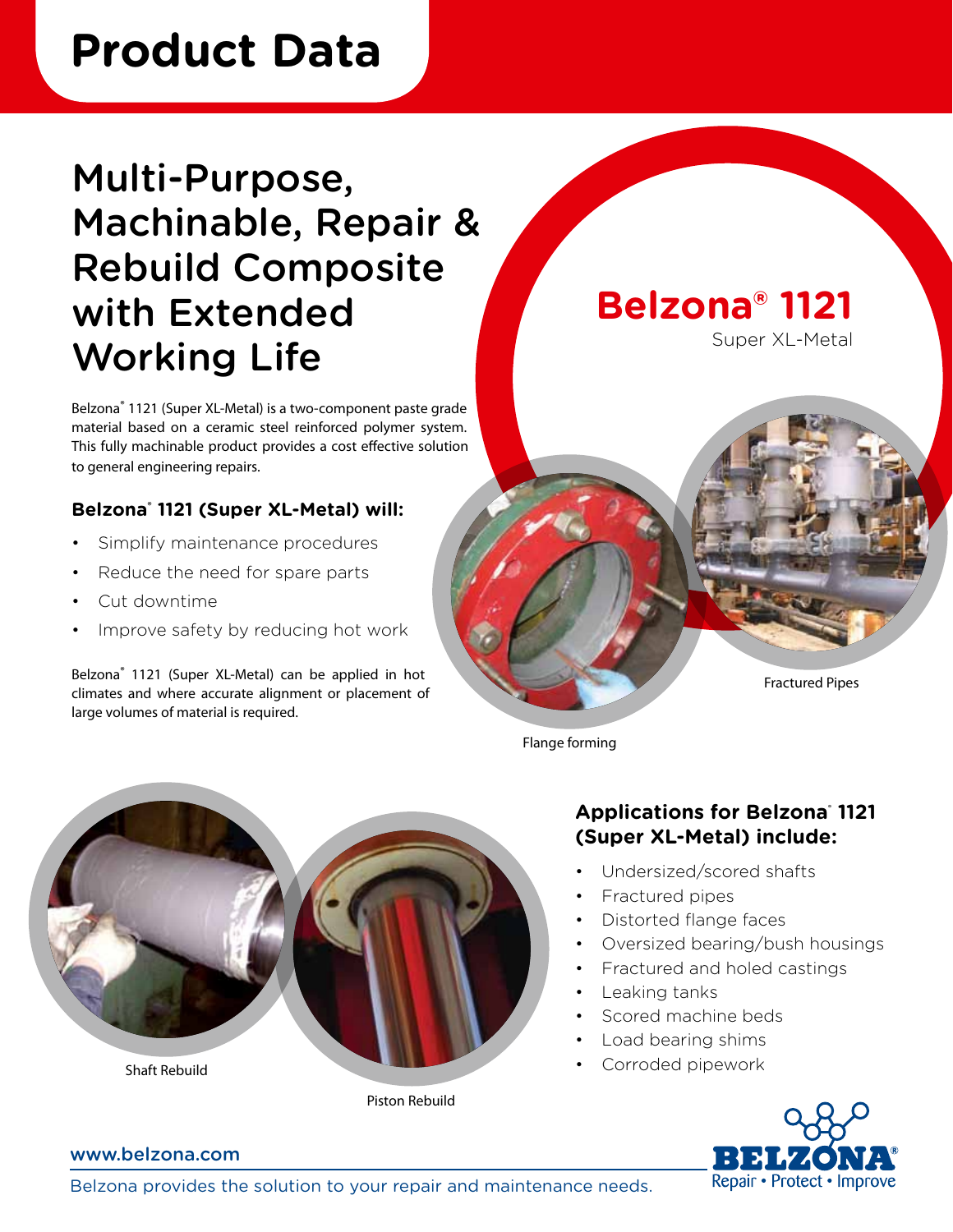# Product Data

# Multi-Purpose, Machinable, Repair & Rebuild Composite with Extended Working Life

## Belzona® 1121

Super XL-Metal

Belzona® 1121 (Super XL-Metal) is a two-component paste grade material based on a ceramic steel reinforced polymer system. This fully machinable product provides a cost effective solution to general engineering repairs.

### Belzona® 1121 (Super XL-Metal) will:

- Simplify maintenance procedures
- Reduce the need for spare parts
- Cut downtime
- Improve safety by reducing hot work

Belzona® 1121 (Super XL-Metal) can be applied in hot climates and where accurate alignment or placement of large volumes of material is required.

Flange forming

Fractured Pipes

Shaft Rebuild

Piston Rebuild

### Applications for Belzona® 1121 (Super XL-Metal) include:

- Undersized/scored shafts
- Fractured pipes
- Distorted flange faces
- Oversized bearing/bush housings
- Fractured and holed castings
- Leaking tanks
- Scored machine beds
- Load bearing shims
- Corroded pipework

www.belzona.com

Belzona provides the solution to your repair and maintenance needs.

BELZONA® Repair • Protect • Improve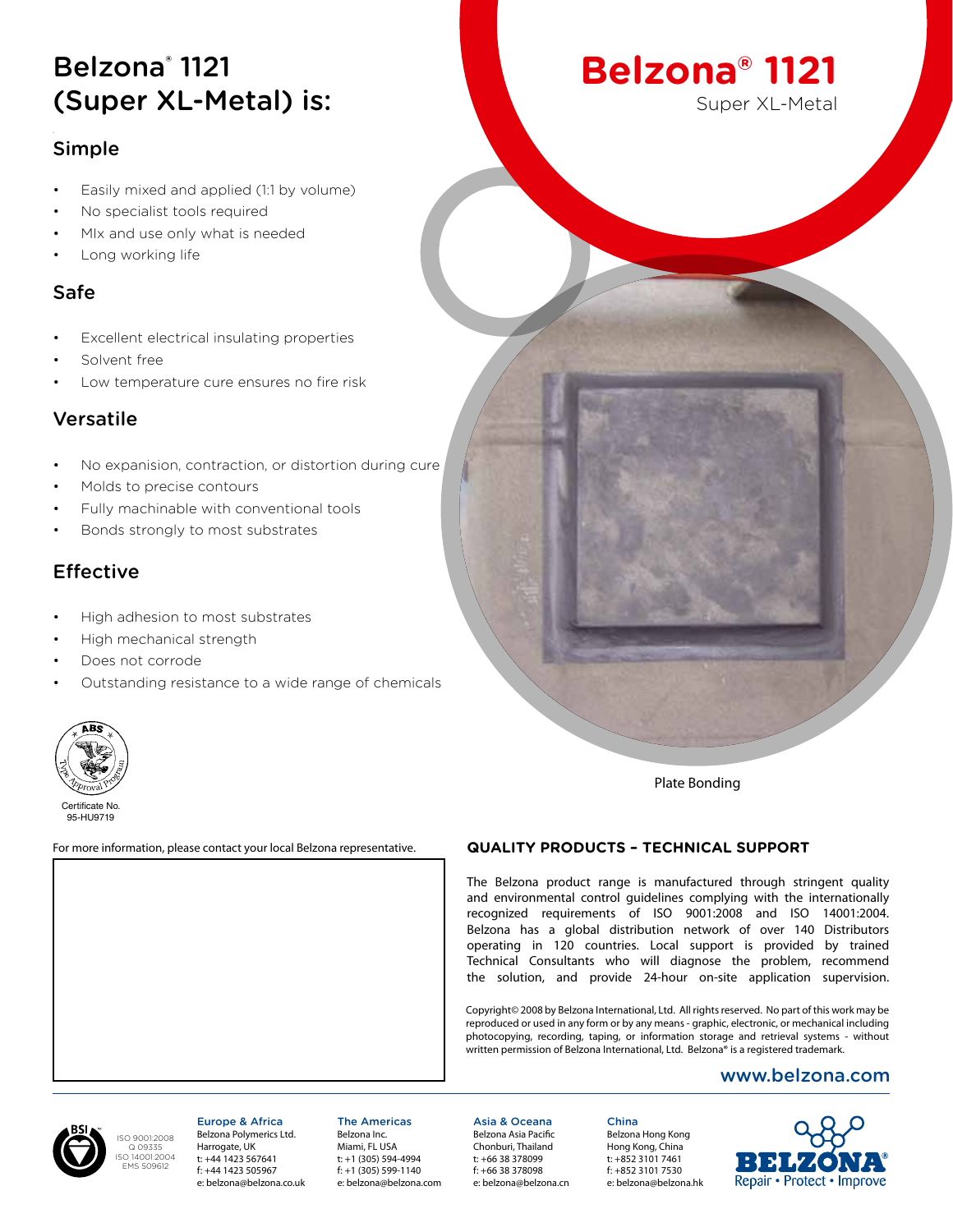# Belzona® 1121 (Super XL-Metal) is:

## Simple

- Easily mixed and applied (1:1 by volume)
- No specialist tools required
- MIx and use only what is needed
- Long working life

## Safe

- Excellent electrical insulating properties
- Solvent free
- Low temperature cure ensures no fire risk

## Versatile

- No expanision, contraction, or distortion during cure
- Molds to precise contours
- Fully machinable with conventional tools
- Bonds strongly to most substrates

## Effective

- High adhesion to most substrates
- High mechanical strength
- Does not corrode
- Outstanding resistance to a wide range of chemicals

ABS Type Approval Program

Certificate No. 95-HU9719

**Belzona® 1121**
Super XL-Metal

Plate Bonding

For more information, please contact your local Belzona representative.

### QUALITY PRODUCTS – TECHNICAL SUPPORT

The Belzona product range is manufactured through stringent quality and environmental control guidelines complying with the internationally recognized requirements of ISO 9001:2008 and ISO 14001:2004. Belzona has a global distribution network of over 140 Distributors operating in 120 countries. Local support is provided by trained Technical Consultants who will diagnose the problem, recommend the solution, and provide 24-hour on-site application supervision.

Copyright© 2008 by Belzona International, Ltd. All rights reserved. No part of this work may be reproduced or used in any form or by any means - graphic, electronic, or mechanical including photocopying, recording, taping, or information storage and retrieval systems - without written permission of Belzona International, Ltd. Belzona® is a registered trademark.

www.belzona.com

BSI
ISO 9001:2008
Q 09335
ISO 14001:2004
EMS 509612

**Europe & Africa**
Belzona Polymerics Ltd.
Harrogate, UK
t: +44 1423 567641
f: +44 1423 505967
e: belzona@belzona.co.uk

**The Americas**
Belzona Inc.
Miami, FL USA
t: +1 (305) 594-4994
f: +1 (305) 599-1140
e: belzona@belzona.com

**Asia & Oceana**
Belzona Asia Pacific
Chonburi, Thailand
t: +66 38 378099
f: +66 38 378098
e: belzona@belzona.cn

**China**
Belzona Hong Kong
Hong Kong, China
t: +852 3101 7461
f: +852 3101 7530
e: belzona@belzona.hk

BELZONA®
Repair • Protect • Improve